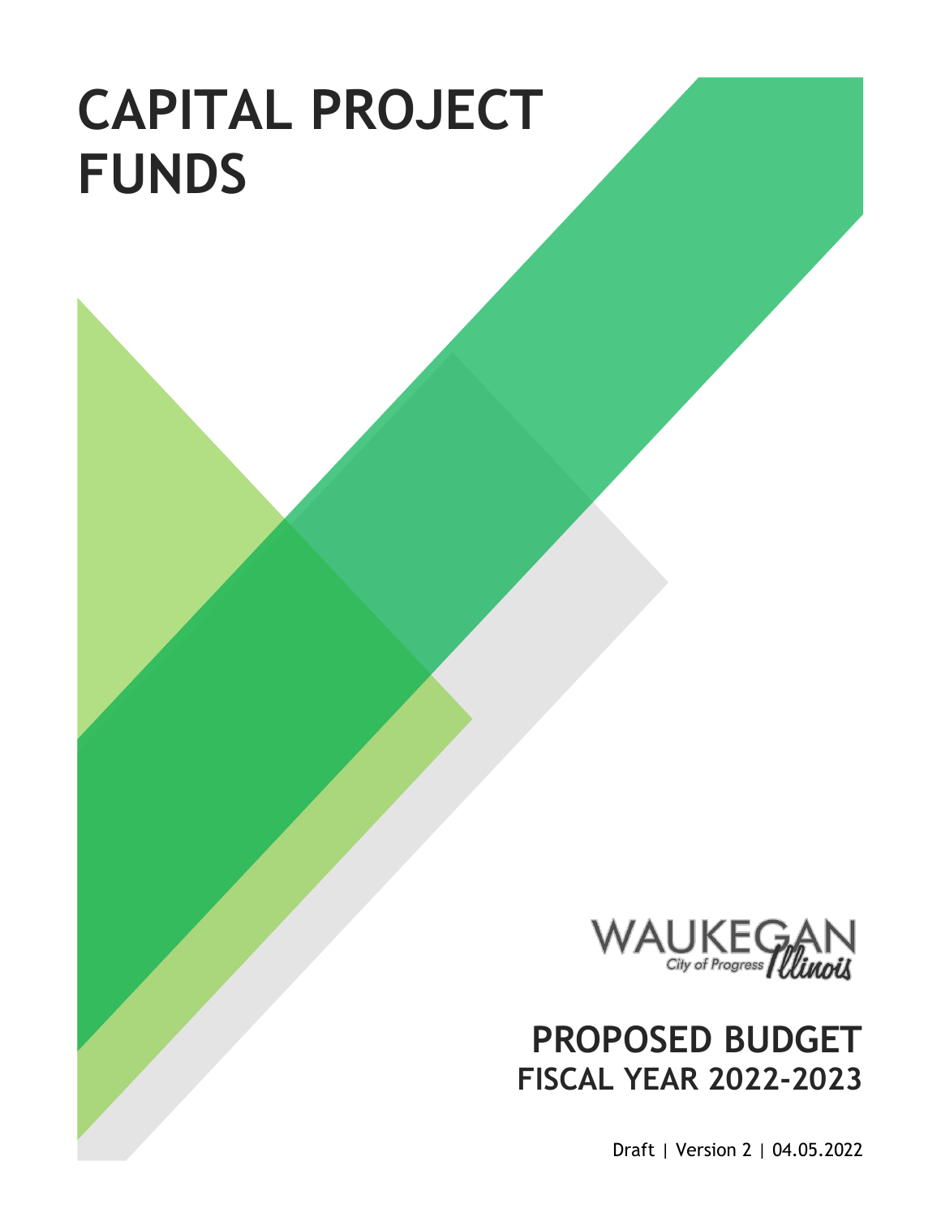# CAPITAL PROJECT FUNDS

WAUKEGAN
City of Progress Illinois

## PROPOSED BUDGET
### FISCAL YEAR 2022-2023

Draft | Version 2 | 04.05.2022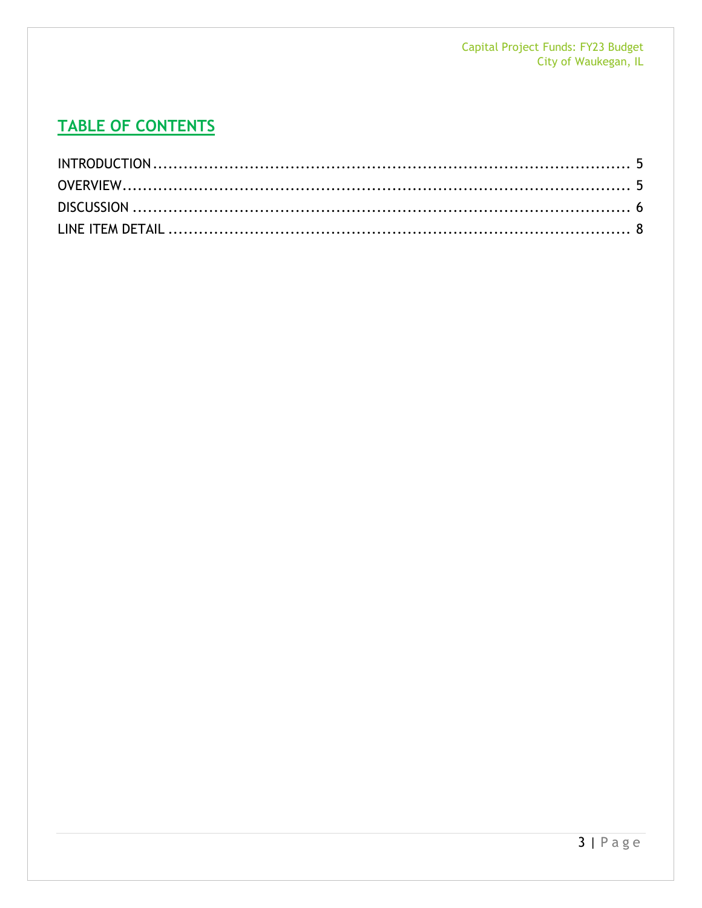## TABLE OF CONTENTS

INTRODUCTION ........................................................................................ 5
OVERVIEW................................................................................................ 5
DISCUSSION ............................................................................................ 6
LINE ITEM DETAIL ................................................................................... 8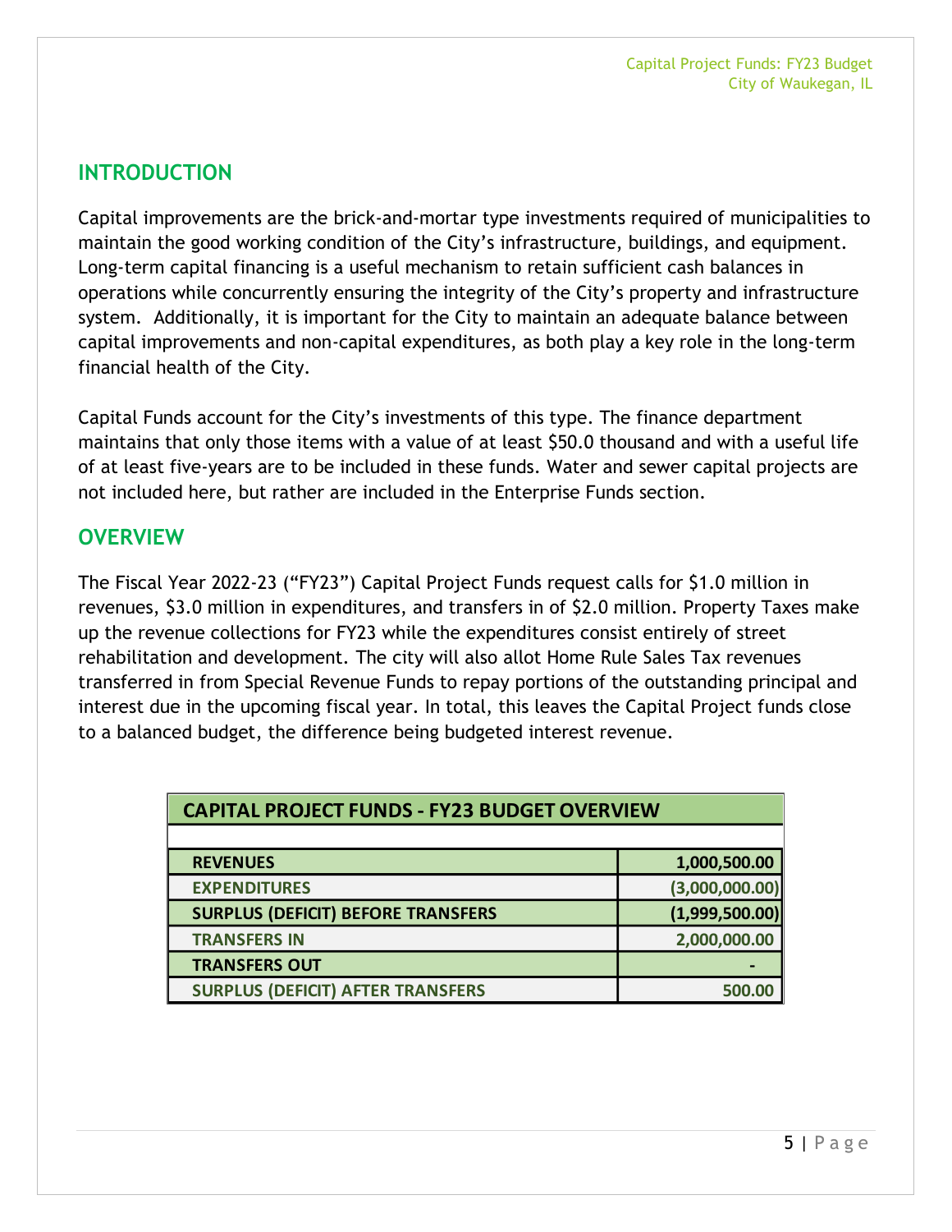## INTRODUCTION

Capital improvements are the brick-and-mortar type investments required of municipalities to maintain the good working condition of the City's infrastructure, buildings, and equipment. Long-term capital financing is a useful mechanism to retain sufficient cash balances in operations while concurrently ensuring the integrity of the City's property and infrastructure system. Additionally, it is important for the City to maintain an adequate balance between capital improvements and non-capital expenditures, as both play a key role in the long-term financial health of the City.

Capital Funds account for the City's investments of this type. The finance department maintains that only those items with a value of at least $50.0 thousand and with a useful life of at least five-years are to be included in these funds. Water and sewer capital projects are not included here, but rather are included in the Enterprise Funds section.

## OVERVIEW

The Fiscal Year 2022-23 ("FY23") Capital Project Funds request calls for $1.0 million in revenues, $3.0 million in expenditures, and transfers in of $2.0 million. Property Taxes make up the revenue collections for FY23 while the expenditures consist entirely of street rehabilitation and development. The city will also allot Home Rule Sales Tax revenues transferred in from Special Revenue Funds to repay portions of the outstanding principal and interest due in the upcoming fiscal year. In total, this leaves the Capital Project funds close to a balanced budget, the difference being budgeted interest revenue.

| CAPITAL PROJECT FUNDS - FY23 BUDGET OVERVIEW | |
|---|---|
| **REVENUES** | **1,000,500.00** |
| **EXPENDITURES** | **(3,000,000.00)** |
| **SURPLUS (DEFICIT) BEFORE TRANSFERS** | **(1,999,500.00)** |
| **TRANSFERS IN** | **2,000,000.00** |
| **TRANSFERS OUT** | **-** |
| **SURPLUS (DEFICIT) AFTER TRANSFERS** | **500.00** |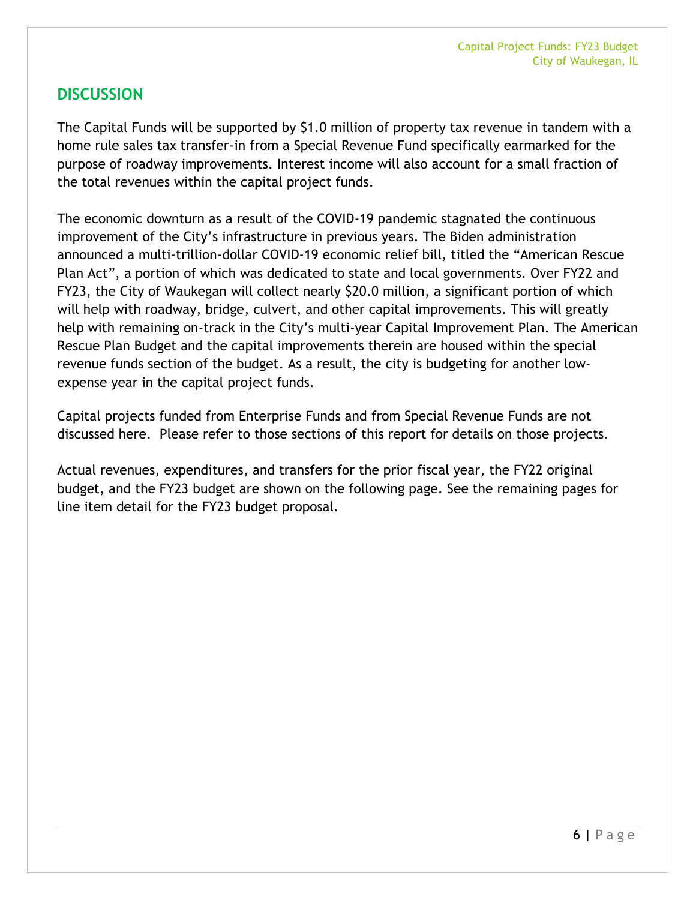## DISCUSSION

The Capital Funds will be supported by $1.0 million of property tax revenue in tandem with a home rule sales tax transfer-in from a Special Revenue Fund specifically earmarked for the purpose of roadway improvements. Interest income will also account for a small fraction of the total revenues within the capital project funds.

The economic downturn as a result of the COVID-19 pandemic stagnated the continuous improvement of the City's infrastructure in previous years. The Biden administration announced a multi-trillion-dollar COVID-19 economic relief bill, titled the "American Rescue Plan Act", a portion of which was dedicated to state and local governments. Over FY22 and FY23, the City of Waukegan will collect nearly $20.0 million, a significant portion of which will help with roadway, bridge, culvert, and other capital improvements. This will greatly help with remaining on-track in the City's multi-year Capital Improvement Plan. The American Rescue Plan Budget and the capital improvements therein are housed within the special revenue funds section of the budget. As a result, the city is budgeting for another low-expense year in the capital project funds.

Capital projects funded from Enterprise Funds and from Special Revenue Funds are not discussed here. Please refer to those sections of this report for details on those projects.

Actual revenues, expenditures, and transfers for the prior fiscal year, the FY22 original budget, and the FY23 budget are shown on the following page. See the remaining pages for line item detail for the FY23 budget proposal.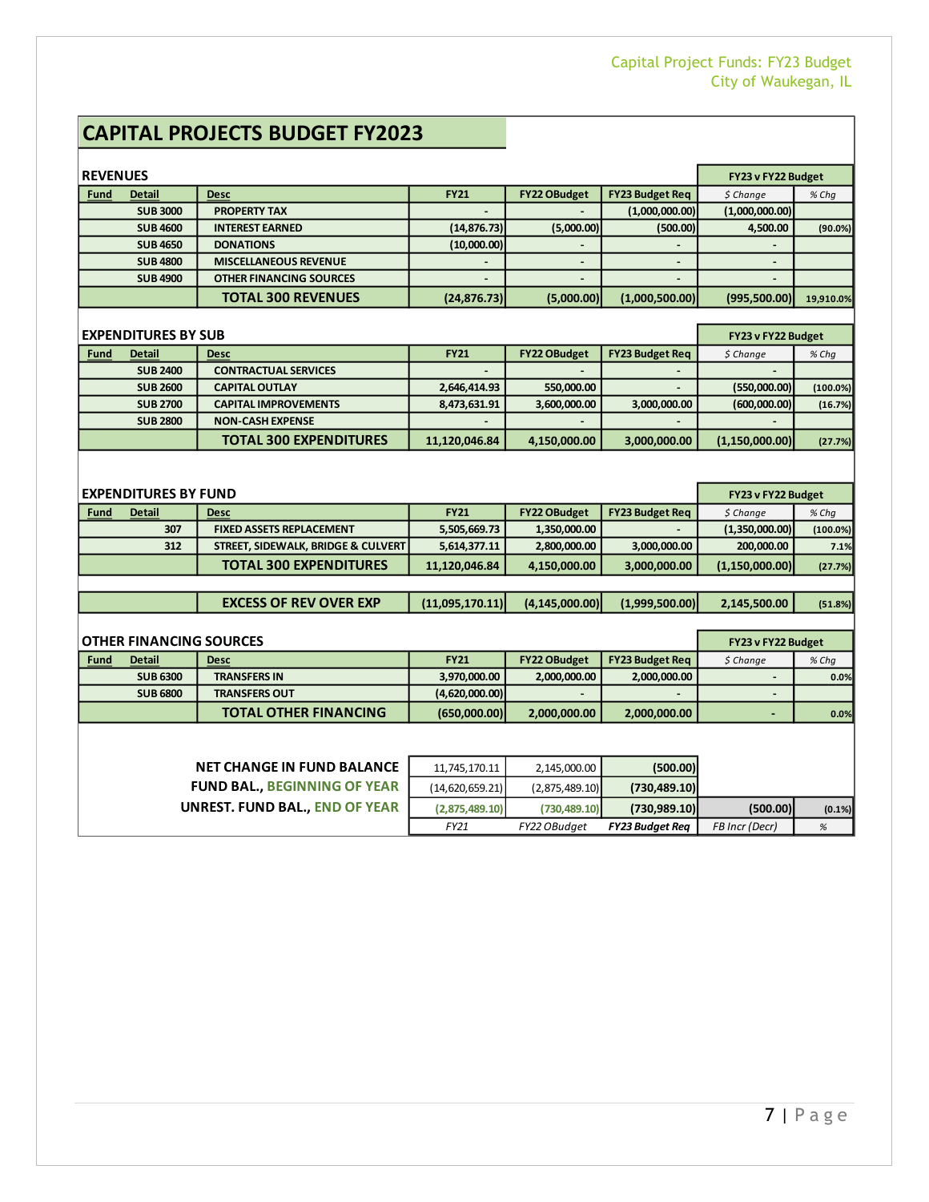# CAPITAL PROJECTS BUDGET FY2023

| REVENUES | | | | | | FY23 v FY22 Budget | |
|---|---|---|---|---|---|---|---|
| Fund | Detail | Desc | FY21 | FY22 OBudget | FY23 Budget Req | $ Change | % Chg |
| | SUB 3000 | PROPERTY TAX | - | - | (1,000,000.00) | (1,000,000.00) | |
| | SUB 4600 | INTEREST EARNED | (14,876.73) | (5,000.00) | (500.00) | 4,500.00 | (90.0%) |
| | SUB 4650 | DONATIONS | (10,000.00) | - | - | - | |
| | SUB 4800 | MISCELLANEOUS REVENUE | - | - | - | - | |
| | SUB 4900 | OTHER FINANCING SOURCES | - | - | - | - | |
| | | **TOTAL 300 REVENUES** | **(24,876.73)** | **(5,000.00)** | **(1,000,500.00)** | **(995,500.00)** | **19,910.0%** |

| EXPENDITURES BY SUB | | | | | | FY23 v FY22 Budget | |
|---|---|---|---|---|---|---|---|
| Fund | Detail | Desc | FY21 | FY22 OBudget | FY23 Budget Req | $ Change | % Chg |
| | SUB 2400 | CONTRACTUAL SERVICES | - | - | - | - | |
| | SUB 2600 | CAPITAL OUTLAY | 2,646,414.93 | 550,000.00 | - | (550,000.00) | (100.0%) |
| | SUB 2700 | CAPITAL IMPROVEMENTS | 8,473,631.91 | 3,600,000.00 | 3,000,000.00 | (600,000.00) | (16.7%) |
| | SUB 2800 | NON-CASH EXPENSE | - | - | - | - | |
| | | **TOTAL 300 EXPENDITURES** | **11,120,046.84** | **4,150,000.00** | **3,000,000.00** | **(1,150,000.00)** | **(27.7%)** |

| EXPENDITURES BY FUND | | | | | | FY23 v FY22 Budget | |
|---|---|---|---|---|---|---|---|
| Fund | Detail | Desc | FY21 | FY22 OBudget | FY23 Budget Req | $ Change | % Chg |
| | 307 | FIXED ASSETS REPLACEMENT | 5,505,669.73 | 1,350,000.00 | - | (1,350,000.00) | (100.0%) |
| | 312 | STREET, SIDEWALK, BRIDGE & CULVERT | 5,614,377.11 | 2,800,000.00 | 3,000,000.00 | 200,000.00 | 7.1% |
| | | **TOTAL 300 EXPENDITURES** | **11,120,046.84** | **4,150,000.00** | **3,000,000.00** | **(1,150,000.00)** | **(27.7%)** |
| | | **EXCESS OF REV OVER EXP** | **(11,095,170.11)** | **(4,145,000.00)** | **(1,999,500.00)** | **2,145,500.00** | **(51.8%)** |

| OTHER FINANCING SOURCES | | | | | | FY23 v FY22 Budget | |
|---|---|---|---|---|---|---|---|
| Fund | Detail | Desc | FY21 | FY22 OBudget | FY23 Budget Req | $ Change | % Chg |
| | SUB 6300 | TRANSFERS IN | 3,970,000.00 | 2,000,000.00 | 2,000,000.00 | - | 0.0% |
| | SUB 6800 | TRANSFERS OUT | (4,620,000.00) | - | - | - | |
| | | **TOTAL OTHER FINANCING** | **(650,000.00)** | **2,000,000.00** | **2,000,000.00** | - | **0.0%** |

| | FY21 | FY22 OBudget | FY23 Budget Req | FB Incr (Decr) | % |
|---|---|---|---|---|---|
| **NET CHANGE IN FUND BALANCE** | 11,745,170.11 | 2,145,000.00 | **(500.00)** | | |
| **FUND BAL., BEGINNING OF YEAR** | (14,620,659.21) | (2,875,489.10) | **(730,489.10)** | | |
| **UNREST. FUND BAL., END OF YEAR** | (2,875,489.10) | (730,489.10) | **(730,989.10)** | **(500.00)** | **(0.1%)** |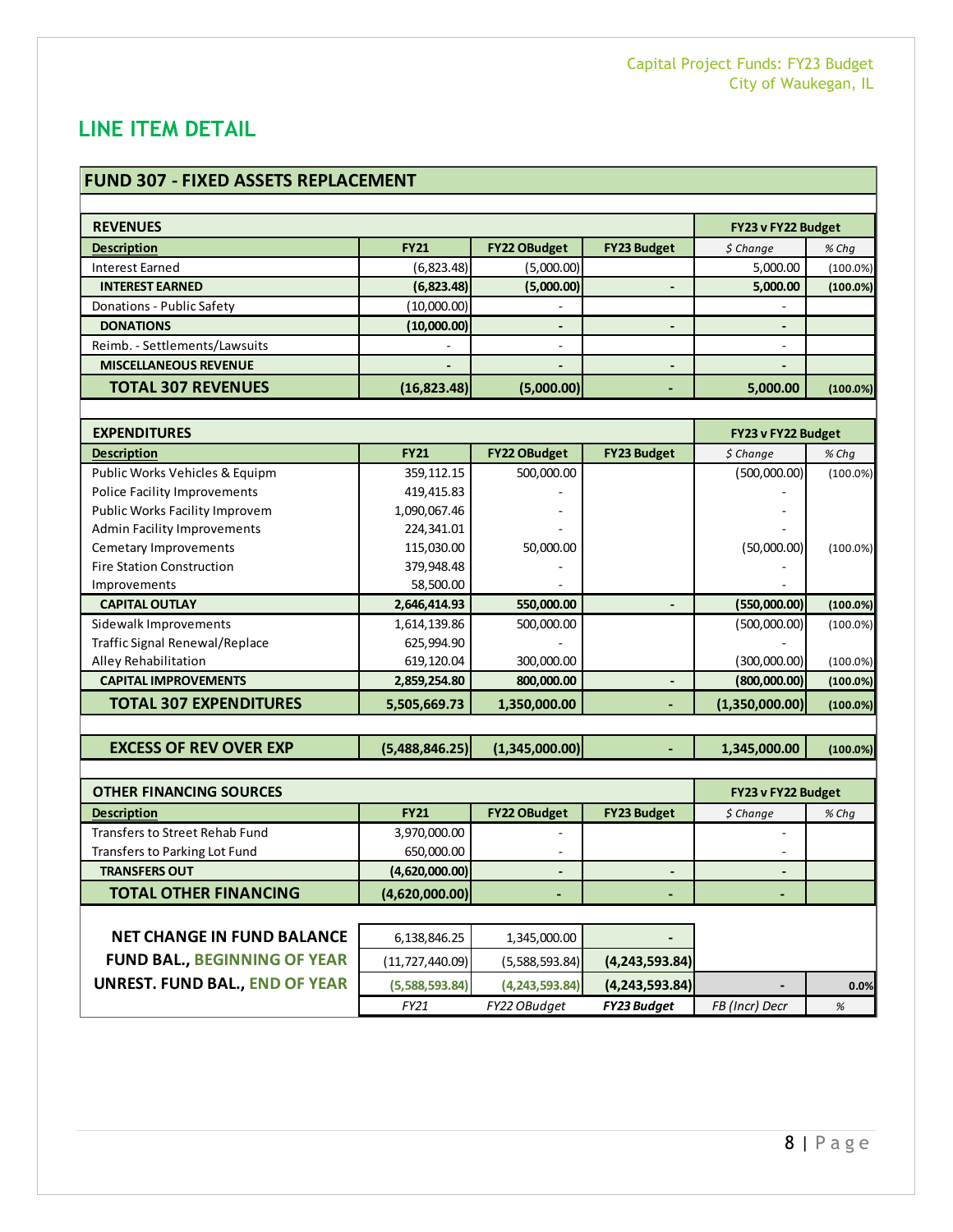## LINE ITEM DETAIL

### FUND 307 - FIXED ASSETS REPLACEMENT

| REVENUES | | | | FY23 v FY22 Budget | |
|---|---|---|---|---|---|
| **Description** | **FY21** | **FY22 OBudget** | **FY23 Budget** | *$ Change* | *% Chg* |
| Interest Earned | (6,823.48) | (5,000.00) | | 5,000.00 | (100.0%) |
| **INTEREST EARNED** | **(6,823.48)** | **(5,000.00)** | **-** | **5,000.00** | **(100.0%)** |
| Donations - Public Safety | (10,000.00) | - | | - | |
| **DONATIONS** | **(10,000.00)** | **-** | **-** | **-** | |
| Reimb. - Settlements/Lawsuits | - | - | | - | |
| **MISCELLANEOUS REVENUE** | **-** | **-** | **-** | **-** | |
| **TOTAL 307 REVENUES** | **(16,823.48)** | **(5,000.00)** | **-** | **5,000.00** | **(100.0%)** |

| EXPENDITURES | | | | FY23 v FY22 Budget | |
|---|---|---|---|---|---|
| **Description** | **FY21** | **FY22 OBudget** | **FY23 Budget** | *$ Change* | *% Chg* |
| Public Works Vehicles & Equipm | 359,112.15 | 500,000.00 | | (500,000.00) | (100.0%) |
| Police Facility Improvements | 419,415.83 | - | | - | |
| Public Works Facility Improvem | 1,090,067.46 | - | | - | |
| Admin Facility Improvements | 224,341.01 | - | | - | |
| Cemetary Improvements | 115,030.00 | 50,000.00 | | (50,000.00) | (100.0%) |
| Fire Station Construction | 379,948.48 | - | | - | |
| Improvements | 58,500.00 | - | | - | |
| **CAPITAL OUTLAY** | **2,646,414.93** | **550,000.00** | **-** | **(550,000.00)** | **(100.0%)** |
| Sidewalk Improvements | 1,614,139.86 | 500,000.00 | | (500,000.00) | (100.0%) |
| Traffic Signal Renewal/Replace | 625,994.90 | - | | - | |
| Alley Rehabilitation | 619,120.04 | 300,000.00 | | (300,000.00) | (100.0%) |
| **CAPITAL IMPROVEMENTS** | **2,859,254.80** | **800,000.00** | **-** | **(800,000.00)** | **(100.0%)** |
| **TOTAL 307 EXPENDITURES** | **5,505,669.73** | **1,350,000.00** | **-** | **(1,350,000.00)** | **(100.0%)** |

| | | | | | |
|---|---|---|---|---|---|
| **EXCESS OF REV OVER EXP** | **(5,488,846.25)** | **(1,345,000.00)** | **-** | **1,345,000.00** | **(100.0%)** |

| OTHER FINANCING SOURCES | | | | FY23 v FY22 Budget | |
|---|---|---|---|---|---|
| **Description** | **FY21** | **FY22 OBudget** | **FY23 Budget** | *$ Change* | *% Chg* |
| Transfers to Street Rehab Fund | 3,970,000.00 | - | | - | |
| Transfers to Parking Lot Fund | 650,000.00 | - | | - | |
| **TRANSFERS OUT** | **(4,620,000.00)** | **-** | **-** | **-** | |
| **TOTAL OTHER FINANCING** | **(4,620,000.00)** | **-** | **-** | **-** | |

| | | | | | |
|---|---|---|---|---|---|
| **NET CHANGE IN FUND BALANCE** | 6,138,846.25 | 1,345,000.00 | - | | |
| **FUND BAL., BEGINNING OF YEAR** | (11,727,440.09) | (5,588,593.84) | **(4,243,593.84)** | | |
| **UNREST. FUND BAL., END OF YEAR** | **(5,588,593.84)** | **(4,243,593.84)** | **(4,243,593.84)** | - | 0.0% |
| | *FY21* | *FY22 OBudget* | ***FY23 Budget*** | *FB (Incr) Decr* | *%* |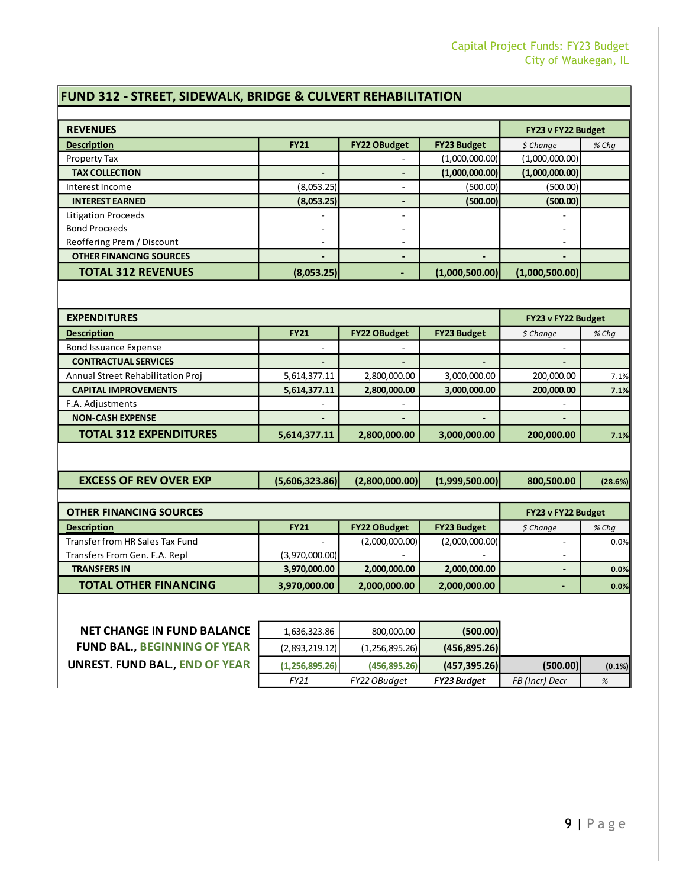# FUND 312 - STREET, SIDEWALK, BRIDGE & CULVERT REHABILITATION

| REVENUES | | | | FY23 v FY22 Budget | |
|---|---|---|---|---|---|
| **Description** | **FY21** | **FY22 OBudget** | **FY23 Budget** | *$ Change* | *% Chg* |
| Property Tax | | - | (1,000,000.00) | (1,000,000.00) | |
| **TAX COLLECTION** | **-** | **-** | **(1,000,000.00)** | **(1,000,000.00)** | |
| Interest Income | (8,053.25) | - | (500.00) | (500.00) | |
| **INTEREST EARNED** | **(8,053.25)** | **-** | **(500.00)** | **(500.00)** | |
| Litigation Proceeds | - | - | | - | |
| Bond Proceeds | - | - | | - | |
| Reoffering Prem / Discount | - | - | | - | |
| **OTHER FINANCING SOURCES** | **-** | **-** | **-** | **-** | |
| **TOTAL 312 REVENUES** | **(8,053.25)** | **-** | **(1,000,500.00)** | **(1,000,500.00)** | |

| EXPENDITURES | | | | FY23 v FY22 Budget | |
|---|---|---|---|---|---|
| **Description** | **FY21** | **FY22 OBudget** | **FY23 Budget** | *$ Change* | *% Chg* |
| Bond Issuance Expense | - | - | | - | |
| **CONTRACTUAL SERVICES** | **-** | **-** | **-** | **-** | |
| Annual Street Rehabilitation Proj | 5,614,377.11 | 2,800,000.00 | 3,000,000.00 | 200,000.00 | 7.1% |
| **CAPITAL IMPROVEMENTS** | **5,614,377.11** | **2,800,000.00** | **3,000,000.00** | **200,000.00** | **7.1%** |
| F.A. Adjustments | - | - | | - | |
| **NON-CASH EXPENSE** | **-** | **-** | **-** | **-** | |
| **TOTAL 312 EXPENDITURES** | **5,614,377.11** | **2,800,000.00** | **3,000,000.00** | **200,000.00** | **7.1%** |

| | | | | | |
|---|---|---|---|---|---|
| **EXCESS OF REV OVER EXP** | **(5,606,323.86)** | **(2,800,000.00)** | **(1,999,500.00)** | **800,500.00** | **(28.6%)** |

| OTHER FINANCING SOURCES | | | | FY23 v FY22 Budget | |
|---|---|---|---|---|---|
| **Description** | **FY21** | **FY22 OBudget** | **FY23 Budget** | *$ Change* | *% Chg* |
| Transfer from HR Sales Tax Fund | - | (2,000,000.00) | (2,000,000.00) | - | 0.0% |
| Transfers From Gen. F.A. Repl | (3,970,000.00) | - | - | - | |
| **TRANSFERS IN** | **3,970,000.00** | **2,000,000.00** | **2,000,000.00** | **-** | **0.0%** |
| **TOTAL OTHER FINANCING** | **3,970,000.00** | **2,000,000.00** | **2,000,000.00** | **-** | **0.0%** |

| | | | | | |
|---|---|---|---|---|---|
| **NET CHANGE IN FUND BALANCE** | 1,636,323.86 | 800,000.00 | **(500.00)** | | |
| **FUND BAL., BEGINNING OF YEAR** | (2,893,219.12) | (1,256,895.26) | **(456,895.26)** | | |
| **UNREST. FUND BAL., END OF YEAR** | **(1,256,895.26)** | **(456,895.26)** | **(457,395.26)** | **(500.00)** | **(0.1%)** |
| | *FY21* | *FY22 OBudget* | ***FY23 Budget*** | *FB (Incr) Decr* | *%* |